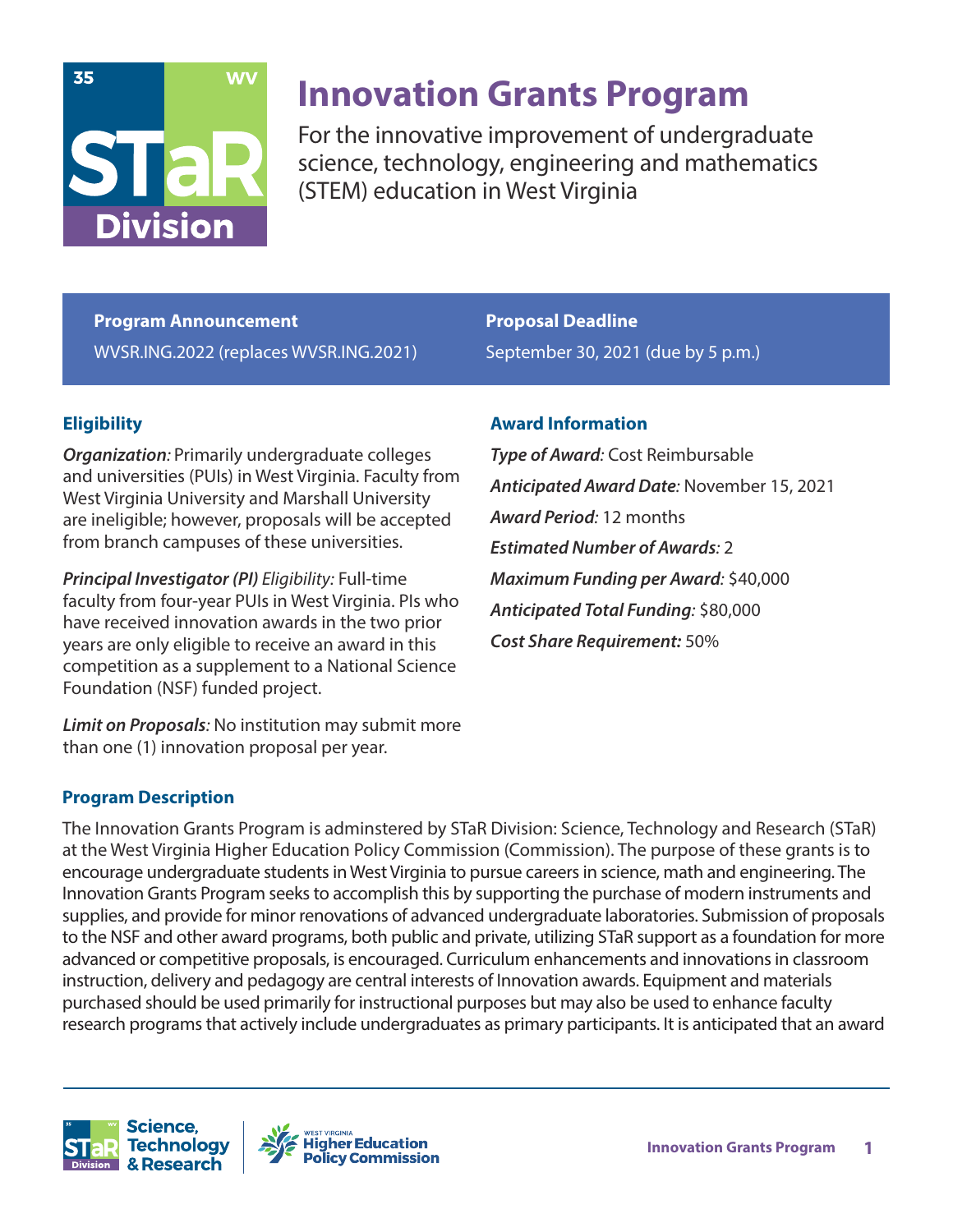# Innovation Grants Program

For the innovative improvement of undergraduate science, technology, engineering and mathematics (STEM) education in West Virginia

**Program Announcement**

WVSR.ING.2022 (replaces WVSR.ING.2021)

**Proposal Deadline**

September 30, 2021 (due by 5 p.m.)

## Eligibility

***Organization:*** Primarily undergraduate colleges and universities (PUIs) in West Virginia. Faculty from West Virginia University and Marshall University are ineligible; however, proposals will be accepted from branch campuses of these universities.

***Principal Investigator (PI)*** *Eligibility:* Full-time faculty from four-year PUIs in West Virginia. PIs who have received innovation awards in the two prior years are only eligible to receive an award in this competition as a supplement to a National Science Foundation (NSF) funded project.

***Limit on Proposals:*** No institution may submit more than one (1) innovation proposal per year.

## Award Information

***Type of Award:*** Cost Reimbursable

***Anticipated Award Date:*** November 15, 2021

***Award Period:*** 12 months

***Estimated Number of Awards:*** 2

***Maximum Funding per Award:*** $40,000

***Anticipated Total Funding:*** $80,000

***Cost Share Requirement:*** 50%

## Program Description

The Innovation Grants Program is adminstered by STaR Division: Science, Technology and Research (STaR) at the West Virginia Higher Education Policy Commission (Commission). The purpose of these grants is to encourage undergraduate students in West Virginia to pursue careers in science, math and engineering. The Innovation Grants Program seeks to accomplish this by supporting the purchase of modern instruments and supplies, and provide for minor renovations of advanced undergraduate laboratories. Submission of proposals to the NSF and other award programs, both public and private, utilizing STaR support as a foundation for more advanced or competitive proposals, is encouraged. Curriculum enhancements and innovations in classroom instruction, delivery and pedagogy are central interests of Innovation awards. Equipment and materials purchased should be used primarily for instructional purposes but may also be used to enhance faculty research programs that actively include undergraduates as primary participants. It is anticipated that an award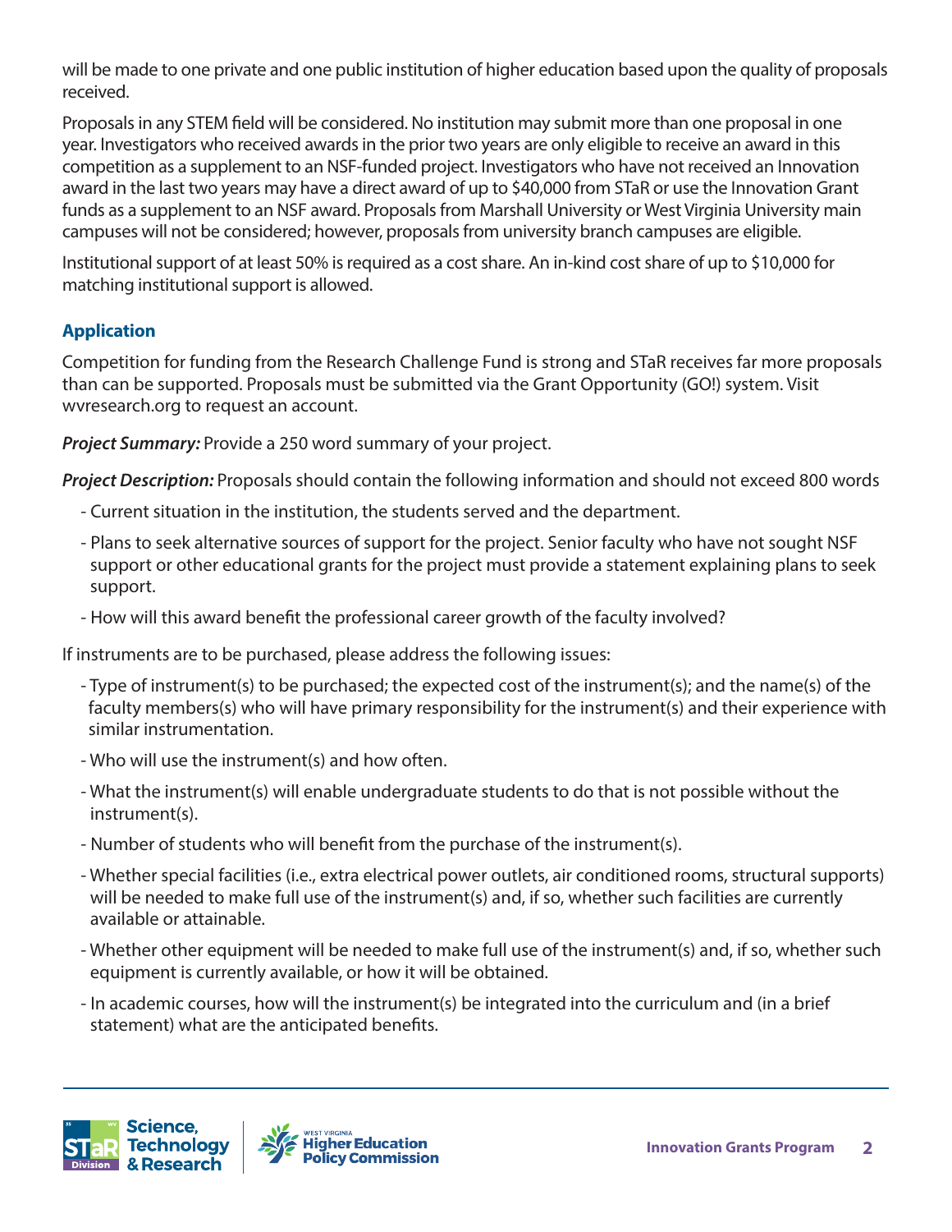will be made to one private and one public institution of higher education based upon the quality of proposals received.

Proposals in any STEM field will be considered. No institution may submit more than one proposal in one year. Investigators who received awards in the prior two years are only eligible to receive an award in this competition as a supplement to an NSF-funded project. Investigators who have not received an Innovation award in the last two years may have a direct award of up to $40,000 from STaR or use the Innovation Grant funds as a supplement to an NSF award. Proposals from Marshall University or West Virginia University main campuses will not be considered; however, proposals from university branch campuses are eligible.

Institutional support of at least 50% is required as a cost share. An in-kind cost share of up to $10,000 for matching institutional support is allowed.

### Application

Competition for funding from the Research Challenge Fund is strong and STaR receives far more proposals than can be supported. Proposals must be submitted via the Grant Opportunity (GO!) system. Visit wvresearch.org to request an account.

***Project Summary:*** Provide a 250 word summary of your project.

***Project Description:*** Proposals should contain the following information and should not exceed 800 words

- Current situation in the institution, the students served and the department.
- Plans to seek alternative sources of support for the project. Senior faculty who have not sought NSF support or other educational grants for the project must provide a statement explaining plans to seek support.
- How will this award benefit the professional career growth of the faculty involved?

If instruments are to be purchased, please address the following issues:

- Type of instrument(s) to be purchased; the expected cost of the instrument(s); and the name(s) of the faculty members(s) who will have primary responsibility for the instrument(s) and their experience with similar instrumentation.
- Who will use the instrument(s) and how often.
- What the instrument(s) will enable undergraduate students to do that is not possible without the instrument(s).
- Number of students who will benefit from the purchase of the instrument(s).
- Whether special facilities (i.e., extra electrical power outlets, air conditioned rooms, structural supports) will be needed to make full use of the instrument(s) and, if so, whether such facilities are currently available or attainable.
- Whether other equipment will be needed to make full use of the instrument(s) and, if so, whether such equipment is currently available, or how it will be obtained.
- In academic courses, how will the instrument(s) be integrated into the curriculum and (in a brief statement) what are the anticipated benefits.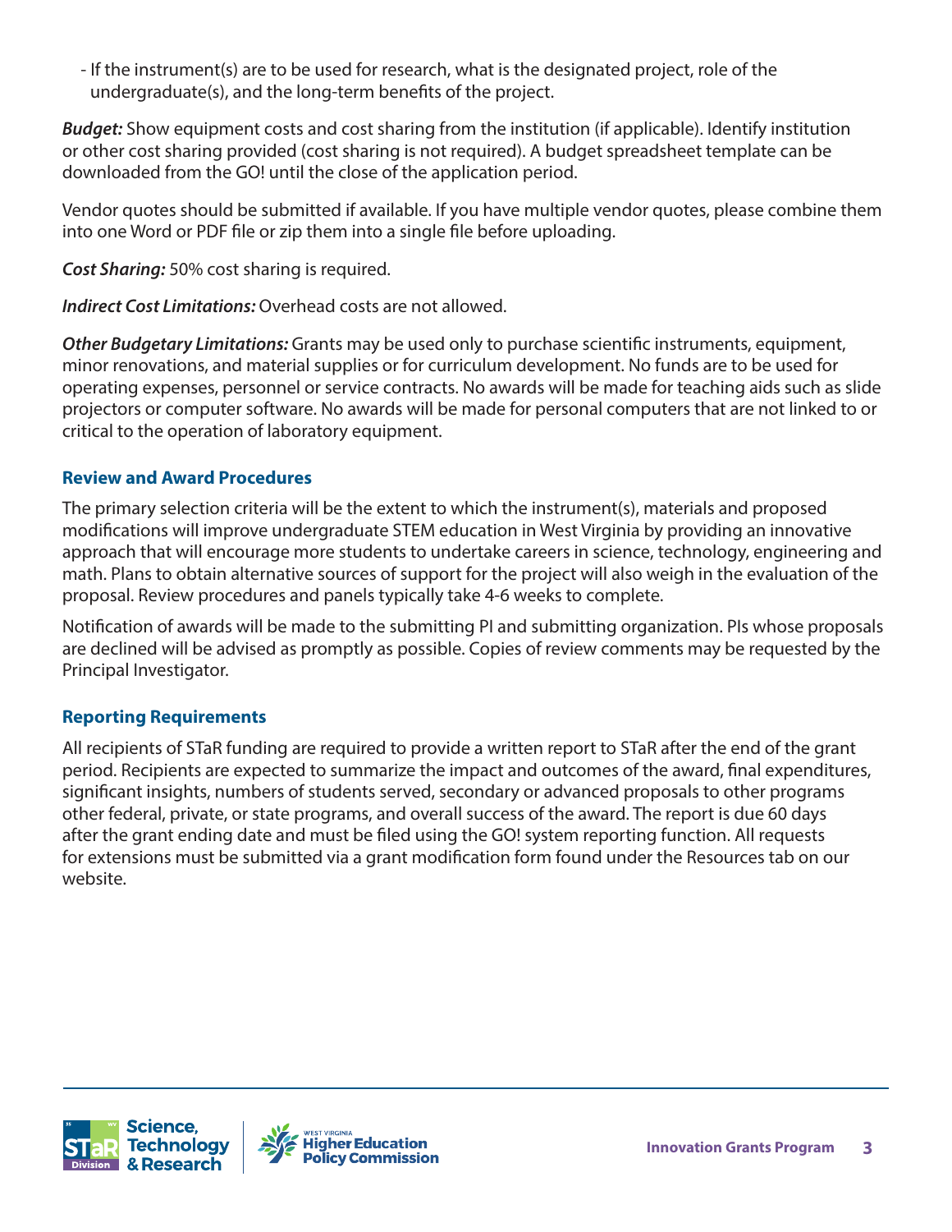- If the instrument(s) are to be used for research, what is the designated project, role of the undergraduate(s), and the long-term benefits of the project.

***Budget:*** Show equipment costs and cost sharing from the institution (if applicable). Identify institution or other cost sharing provided (cost sharing is not required). A budget spreadsheet template can be downloaded from the GO! until the close of the application period.

Vendor quotes should be submitted if available. If you have multiple vendor quotes, please combine them into one Word or PDF file or zip them into a single file before uploading.

***Cost Sharing:*** 50% cost sharing is required.

***Indirect Cost Limitations:*** Overhead costs are not allowed.

***Other Budgetary Limitations:*** Grants may be used only to purchase scientific instruments, equipment, minor renovations, and material supplies or for curriculum development. No funds are to be used for operating expenses, personnel or service contracts. No awards will be made for teaching aids such as slide projectors or computer software. No awards will be made for personal computers that are not linked to or critical to the operation of laboratory equipment.

### Review and Award Procedures

The primary selection criteria will be the extent to which the instrument(s), materials and proposed modifications will improve undergraduate STEM education in West Virginia by providing an innovative approach that will encourage more students to undertake careers in science, technology, engineering and math. Plans to obtain alternative sources of support for the project will also weigh in the evaluation of the proposal. Review procedures and panels typically take 4-6 weeks to complete.

Notification of awards will be made to the submitting PI and submitting organization. PIs whose proposals are declined will be advised as promptly as possible. Copies of review comments may be requested by the Principal Investigator.

### Reporting Requirements

All recipients of STaR funding are required to provide a written report to STaR after the end of the grant period. Recipients are expected to summarize the impact and outcomes of the award, final expenditures, significant insights, numbers of students served, secondary or advanced proposals to other programs other federal, private, or state programs, and overall success of the award. The report is due 60 days after the grant ending date and must be filed using the GO! system reporting function. All requests for extensions must be submitted via a grant modification form found under the Resources tab on our website.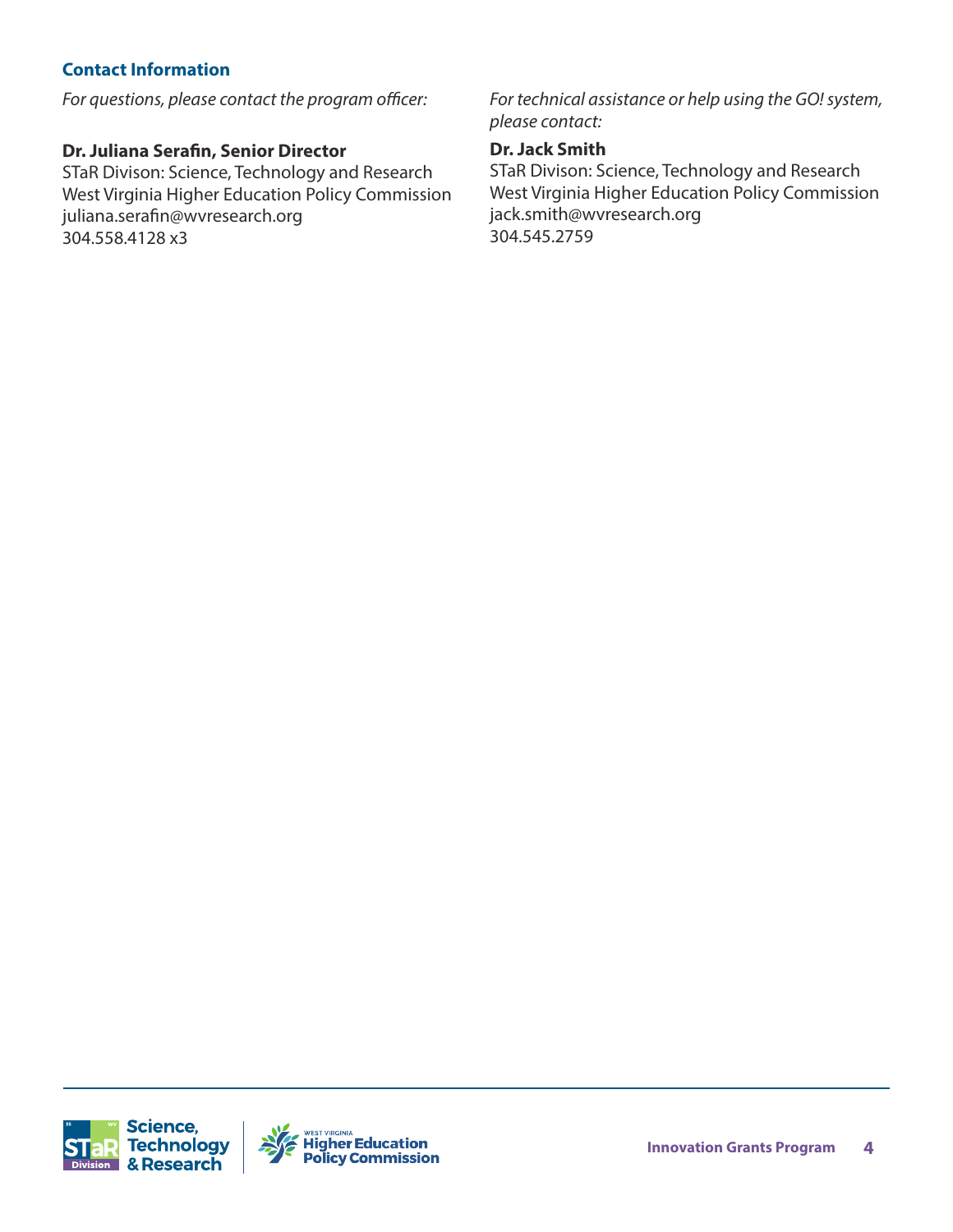### Contact Information

*For questions, please contact the program officer:*

**Dr. Juliana Serafin, Senior Director**
STaR Divison: Science, Technology and Research
West Virginia Higher Education Policy Commission
juliana.serafin@wvresearch.org
304.558.4128 x3

*For technical assistance or help using the GO! system, please contact:*

**Dr. Jack Smith**
STaR Divison: Science, Technology and Research
West Virginia Higher Education Policy Commission
jack.smith@wvresearch.org
304.545.2759